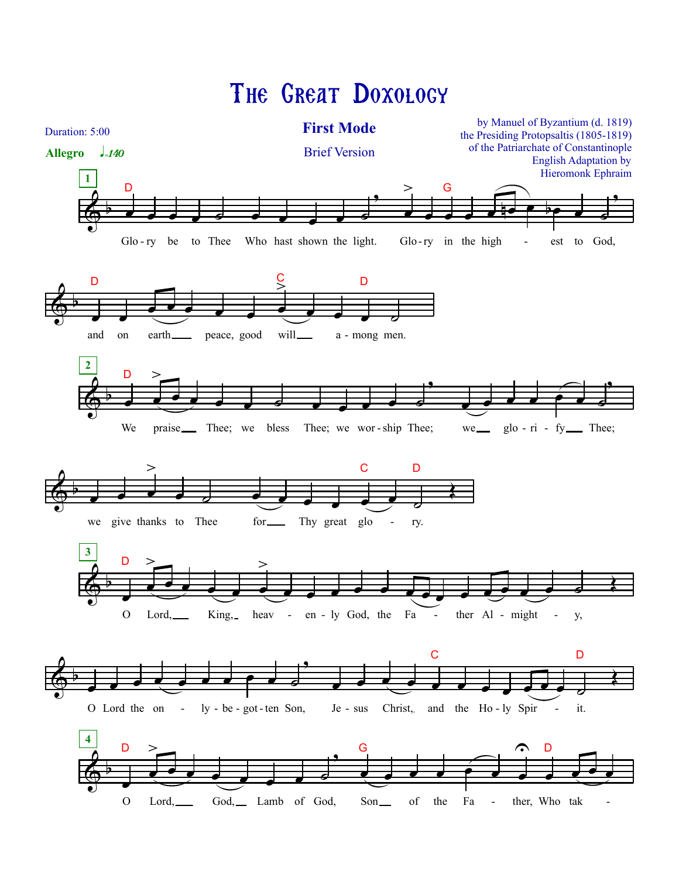# The Great Doxology

## First Mode

Brief Version

Duration: 5:00

**Allegro** ♩=140

by Manuel of Byzantium (d. 1819)
the Presiding Protopsaltis (1805-1819)
of the Patriarchate of Constantinople
English Adaptation by
Hieromonk Ephraim

**1**

Glo - ry be to Thee Who hast shown the light. Glo - ry in the high - est to God,

and on earth peace, good will a - mong men.

**2**

We praise Thee; we bless Thee; we wor - ship Thee; we glo - ri - fy Thee;

we give thanks to Thee for Thy great glo - ry.

**3**

O Lord, King, heav - en - ly God, the Fa - ther Al - might - y,

O Lord the on - ly - be - got - ten Son, Je - sus Christ, and the Ho - ly Spir - it.

**4**

O Lord, God, Lamb of God, Son of the Fa - ther, Who tak -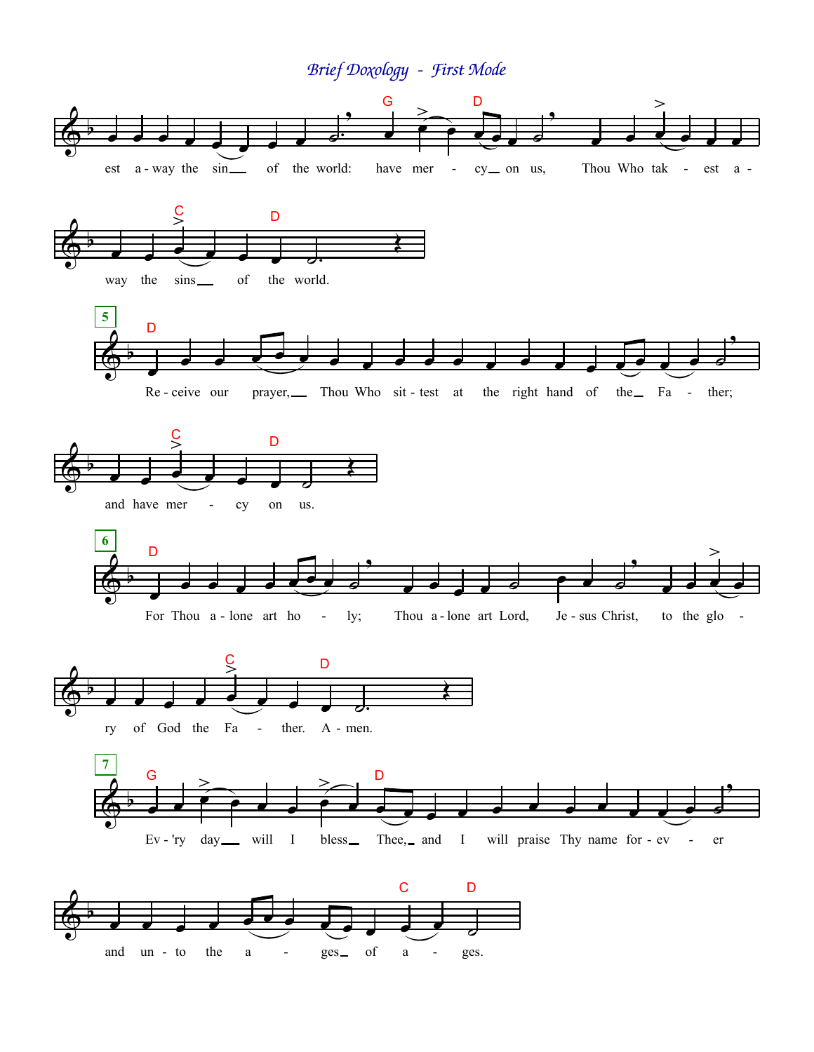# *Brief Doxology - First Mode*

est a-way the sin of the world: have mer-cy on us, Thou Who tak-est a-way the sins of the world.

**5**

Re-ceive our prayer, Thou Who sit-test at the right hand of the Fa-ther; and have mer-cy on us.

**6**

For Thou a-lone art ho-ly; Thou a-lone art Lord, Je-sus Christ, to the glo-ry of God the Fa-ther. A-men.

**7**

Ev-'ry day will I bless Thee, and I will praise Thy name for-ev-er and un-to the a-ges of a-ges.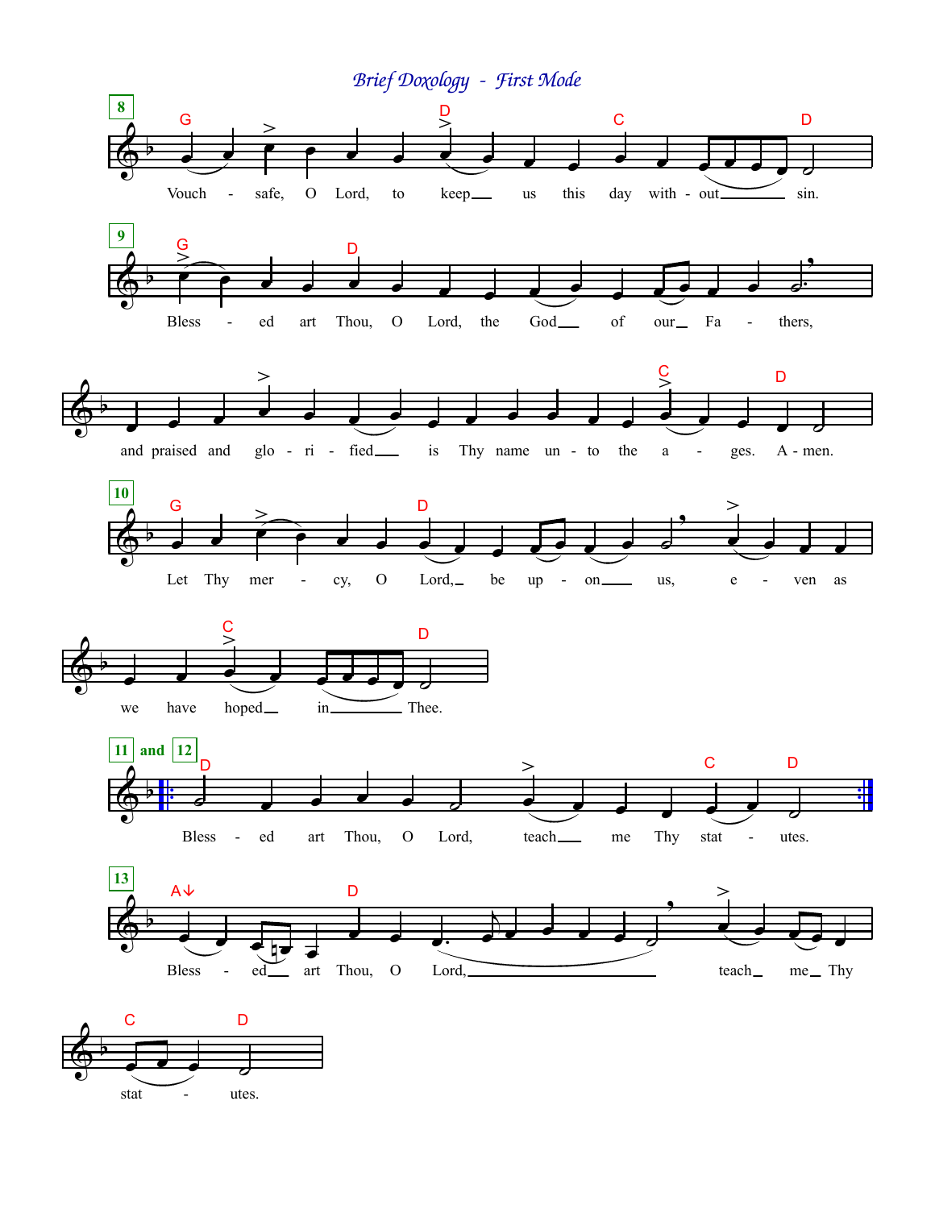# *Brief Doxology - First Mode*

**8**

G D C D

Vouch - safe, O Lord, to keep us this day with - out sin.

**9**

G D

Bless - ed art Thou, O Lord, the God of our Fa - thers,

C D

and praised and glo - ri - fied is Thy name un - to the a - ges. A - men.

**10**

G D

Let Thy mer - cy, O Lord, be up - on us, e - ven as

C D

we have hoped in Thee.

**11** and **12**

D C D

Bless - ed art Thou, O Lord, teach me Thy stat - utes.

**13**

A↓ D

Bless - ed art Thou, O Lord, teach me Thy

C D

stat - utes.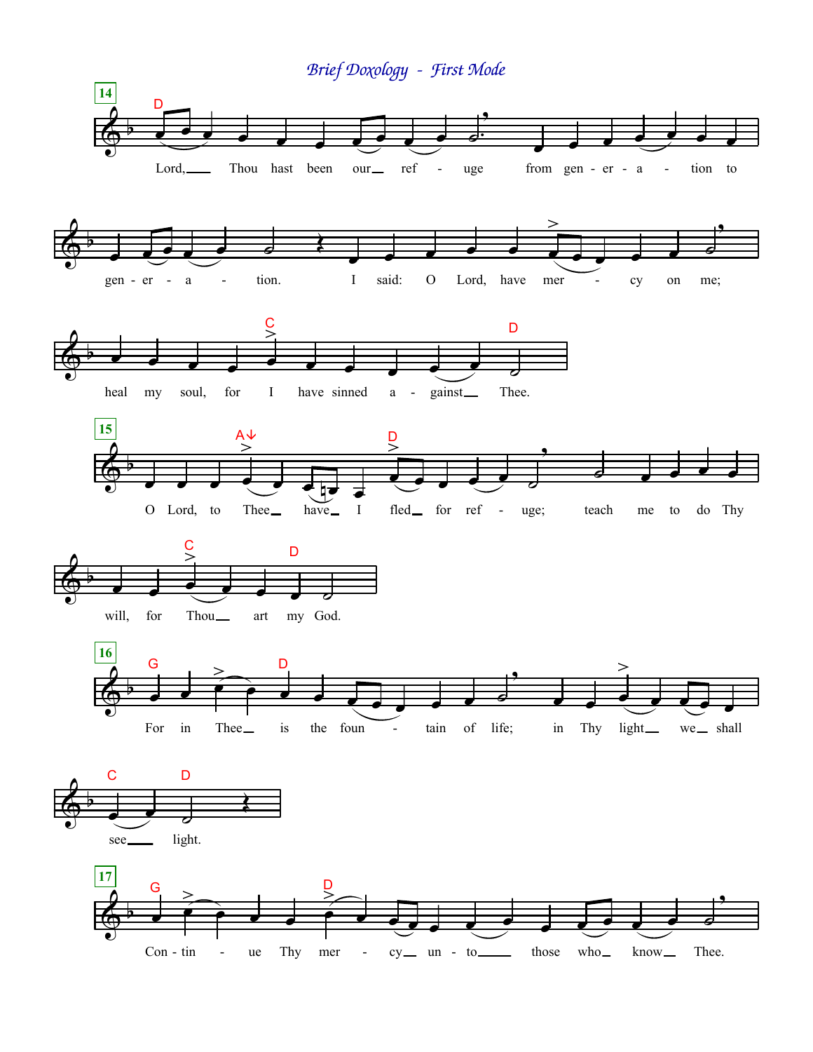# *Brief Doxology - First Mode*

**14**

Lord, Thou hast been our ref - uge from gen - er - a - tion to gen - er - a - tion. I said: O Lord, have mer - cy on me; heal my soul, for I have sinned a - gainst Thee.

**15**

O Lord, to Thee have I fled for ref - uge; teach me to do Thy will, for Thou art my God.

**16**

For in Thee is the foun - tain of life; in Thy light we shall see light.

**17**

Con - tin - ue Thy mer - cy un - to those who know Thee.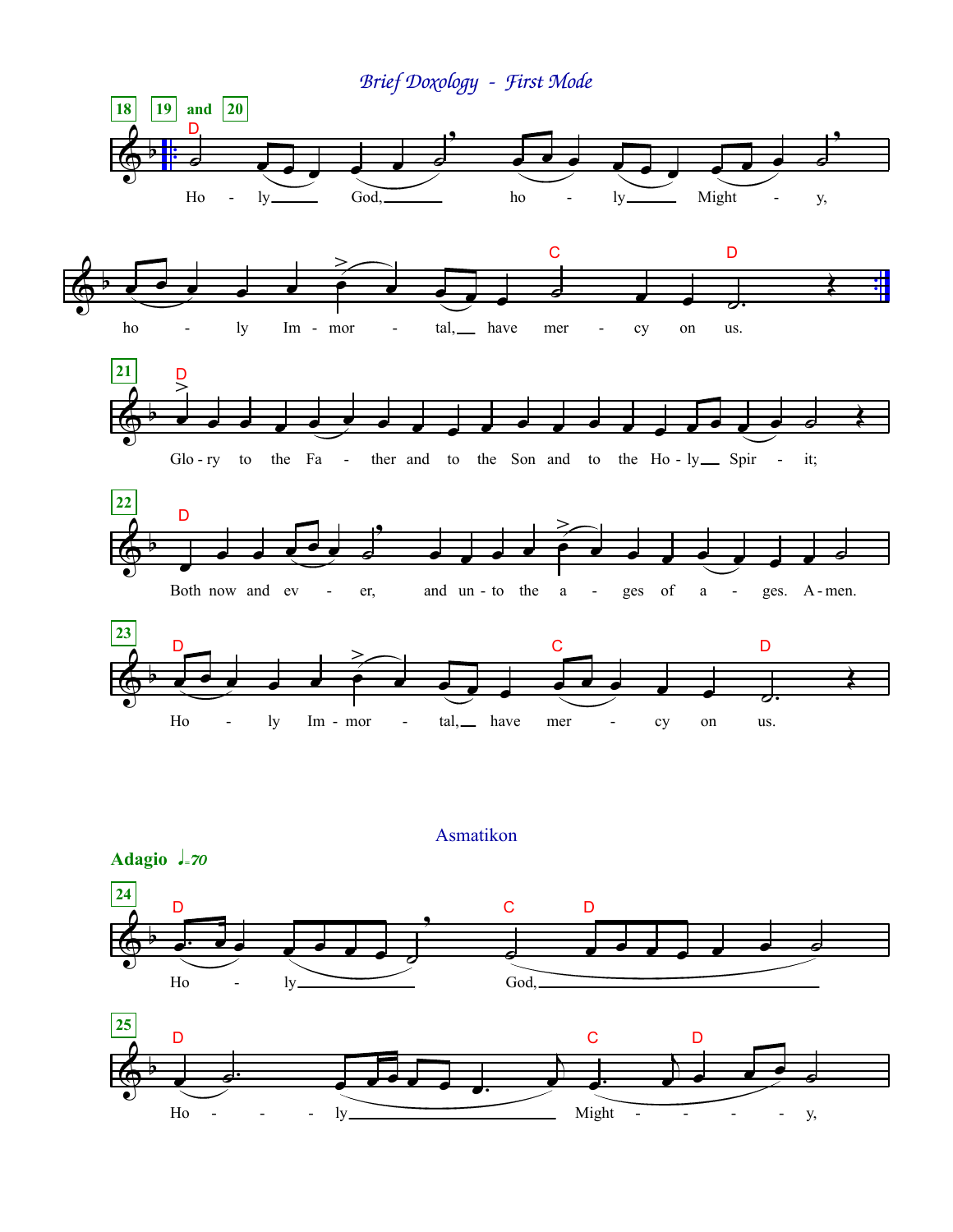# Brief Doxology - First Mode

18 19 and 20

Ho - ly God, ho - ly Might - y,

ho - ly Im - mor - tal, have mer - cy on us.

21

Glo - ry to the Fa - ther and to the Son and to the Ho - ly Spir - it;

22

Both now and ev - er, and un - to the a - ges of a - ges. A - men.

23

Ho - ly Im - mor - tal, have mer - cy on us.

## Asmatikon

**Adagio** ♩=70

24

Ho - ly God,

25

Ho - - - ly Might - - - - y,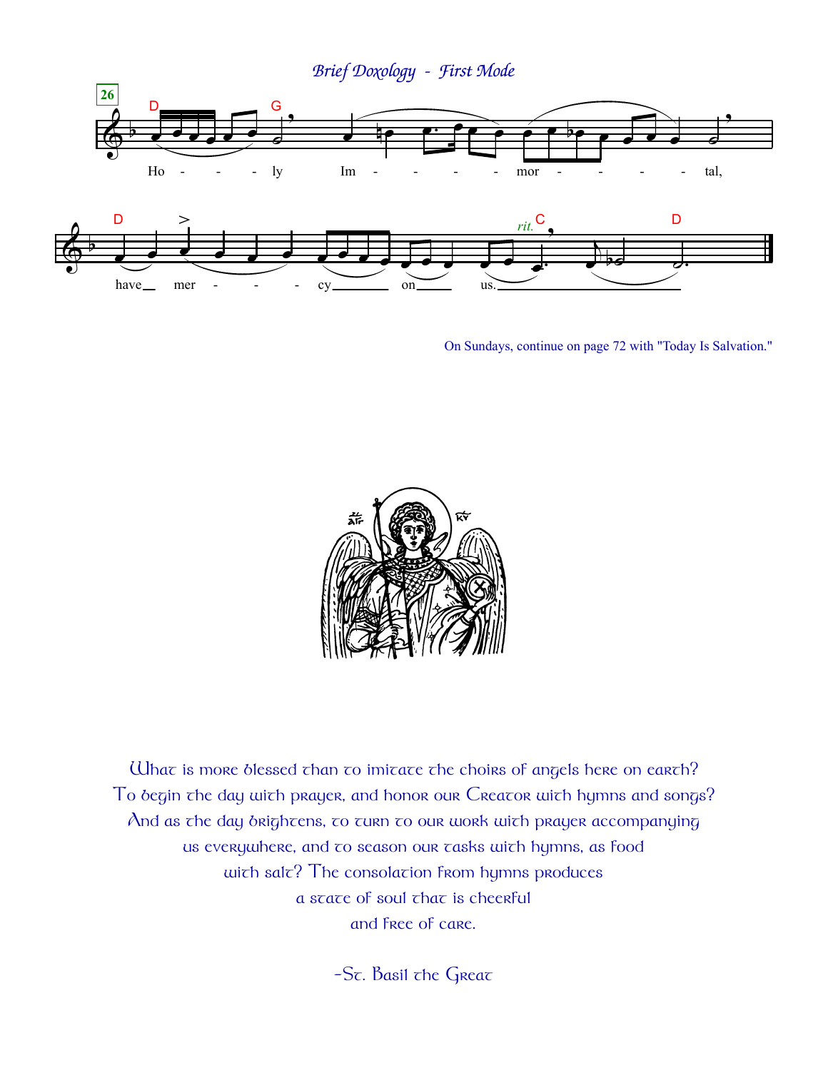## Brief Doxology - First Mode

On Sundays, continue on page 72 with "Today Is Salvation."

What is more blessed than to imitate the choirs of angels here on earth?
To begin the day with prayer, and honor our Creator with hymns and songs?
And as the day brightens, to turn to our work with prayer accompanying
us everywhere, and to season our tasks with hymns, as food
with salt? The consolation from hymns produces
a state of soul that is cheerful
and free of care.

-St. Basil the Great